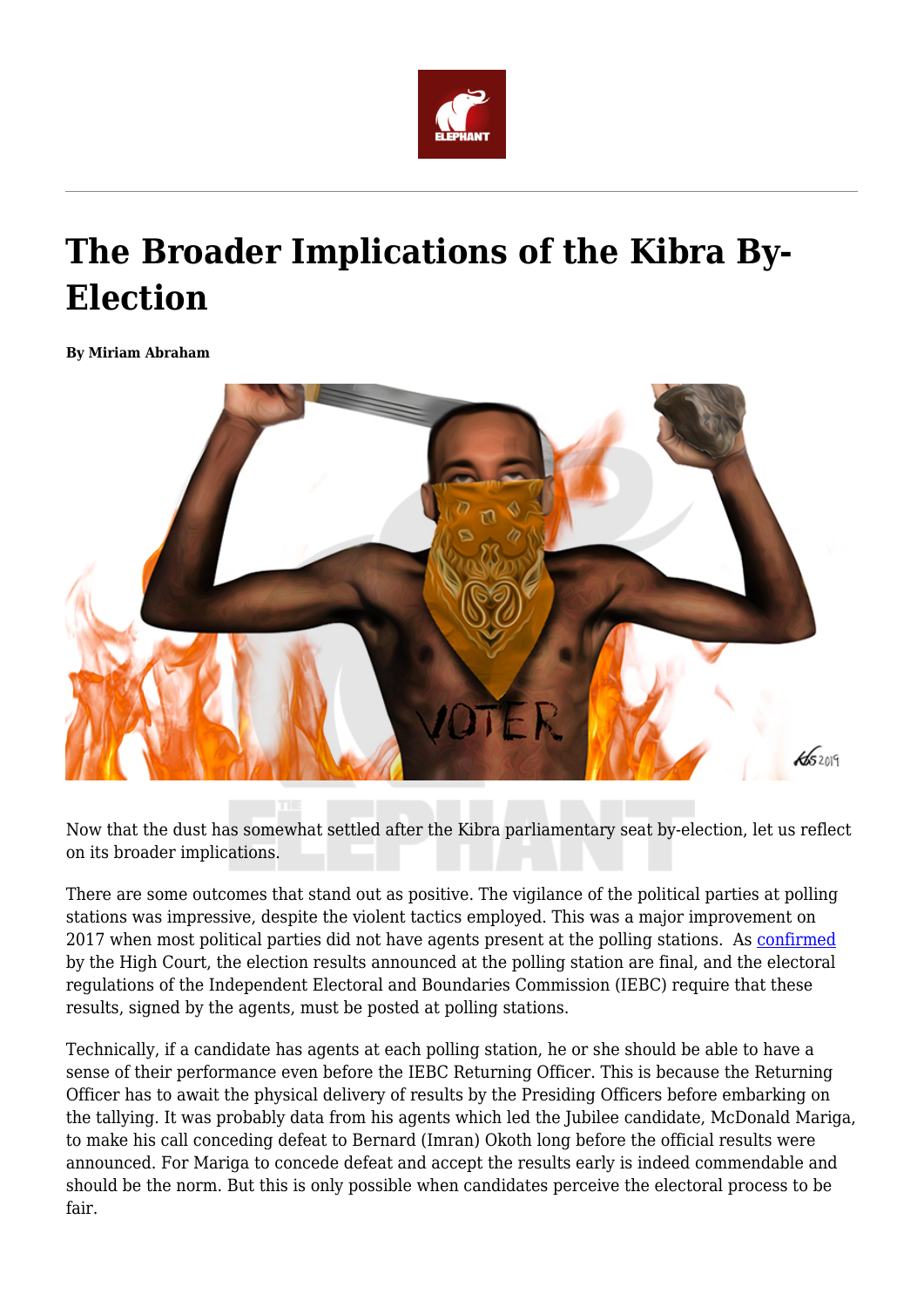# The Broader Implications of the Kibra By-Election

**By Miriam Abraham**

Now that the dust has somewhat settled after the Kibra parliamentary seat by-election, let us reflect on its broader implications.

There are some outcomes that stand out as positive. The vigilance of the political parties at polling stations was impressive, despite the violent tactics employed. This was a major improvement on 2017 when most political parties did not have agents present at the polling stations. As confirmed by the High Court, the election results announced at the polling station are final, and the electoral regulations of the Independent Electoral and Boundaries Commission (IEBC) require that these results, signed by the agents, must be posted at polling stations.

Technically, if a candidate has agents at each polling station, he or she should be able to have a sense of their performance even before the IEBC Returning Officer. This is because the Returning Officer has to await the physical delivery of results by the Presiding Officers before embarking on the tallying. It was probably data from his agents which led the Jubilee candidate, McDonald Mariga, to make his call conceding defeat to Bernard (Imran) Okoth long before the official results were announced. For Mariga to concede defeat and accept the results early is indeed commendable and should be the norm. But this is only possible when candidates perceive the electoral process to be fair.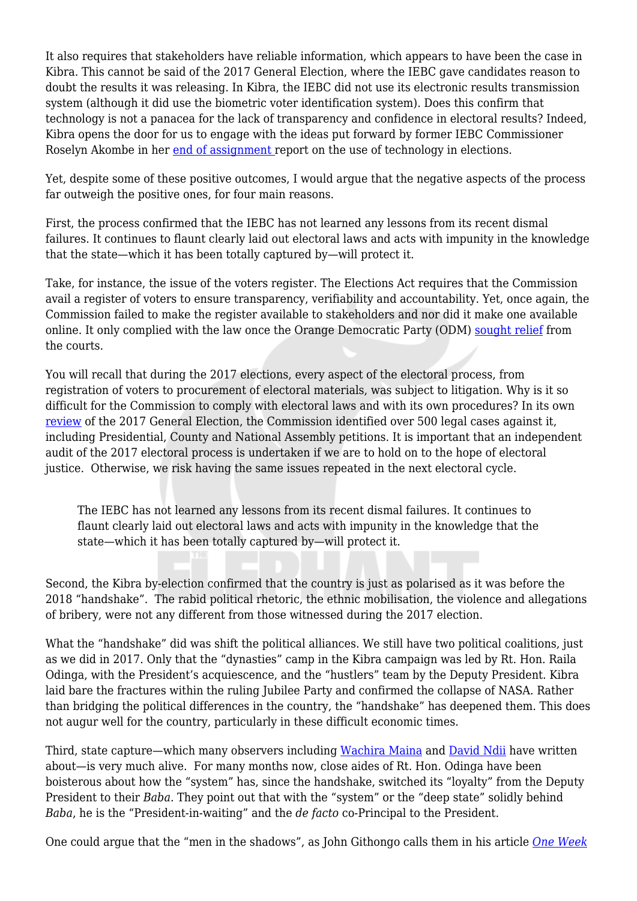It also requires that stakeholders have reliable information, which appears to have been the case in Kibra. This cannot be said of the 2017 General Election, where the IEBC gave candidates reason to doubt the results it was releasing. In Kibra, the IEBC did not use its electronic results transmission system (although it did use the biometric voter identification system). Does this confirm that technology is not a panacea for the lack of transparency and confidence in electoral results? Indeed, Kibra opens the door for us to engage with the ideas put forward by former IEBC Commissioner Roselyn Akombe in her end of assignment report on the use of technology in elections.

Yet, despite some of these positive outcomes, I would argue that the negative aspects of the process far outweigh the positive ones, for four main reasons.

First, the process confirmed that the IEBC has not learned any lessons from its recent dismal failures. It continues to flaunt clearly laid out electoral laws and acts with impunity in the knowledge that the state—which it has been totally captured by—will protect it.

Take, for instance, the issue of the voters register. The Elections Act requires that the Commission avail a register of voters to ensure transparency, verifiability and accountability. Yet, once again, the Commission failed to make the register available to stakeholders and nor did it make one available online. It only complied with the law once the Orange Democratic Party (ODM) sought relief from the courts.

You will recall that during the 2017 elections, every aspect of the electoral process, from registration of voters to procurement of electoral materials, was subject to litigation. Why is it so difficult for the Commission to comply with electoral laws and with its own procedures? In its own review of the 2017 General Election, the Commission identified over 500 legal cases against it, including Presidential, County and National Assembly petitions. It is important that an independent audit of the 2017 electoral process is undertaken if we are to hold on to the hope of electoral justice. Otherwise, we risk having the same issues repeated in the next electoral cycle.

> The IEBC has not learned any lessons from its recent dismal failures. It continues to flaunt clearly laid out electoral laws and acts with impunity in the knowledge that the state—which it has been totally captured by—will protect it.

Second, the Kibra by-election confirmed that the country is just as polarised as it was before the 2018 "handshake". The rabid political rhetoric, the ethnic mobilisation, the violence and allegations of bribery, were not any different from those witnessed during the 2017 election.

What the "handshake" did was shift the political alliances. We still have two political coalitions, just as we did in 2017. Only that the "dynasties" camp in the Kibra campaign was led by Rt. Hon. Raila Odinga, with the President's acquiescence, and the "hustlers" team by the Deputy President. Kibra laid bare the fractures within the ruling Jubilee Party and confirmed the collapse of NASA. Rather than bridging the political differences in the country, the "handshake" has deepened them. This does not augur well for the country, particularly in these difficult economic times.

Third, state capture—which many observers including Wachira Maina and David Ndii have written about—is very much alive. For many months now, close aides of Rt. Hon. Odinga have been boisterous about how the "system" has, since the handshake, switched its "loyalty" from the Deputy President to their *Baba*. They point out that with the "system" or the "deep state" solidly behind *Baba*, he is the "President-in-waiting" and the *de facto* co-Principal to the President.

One could argue that the "men in the shadows", as John Githongo calls them in his article *One Week*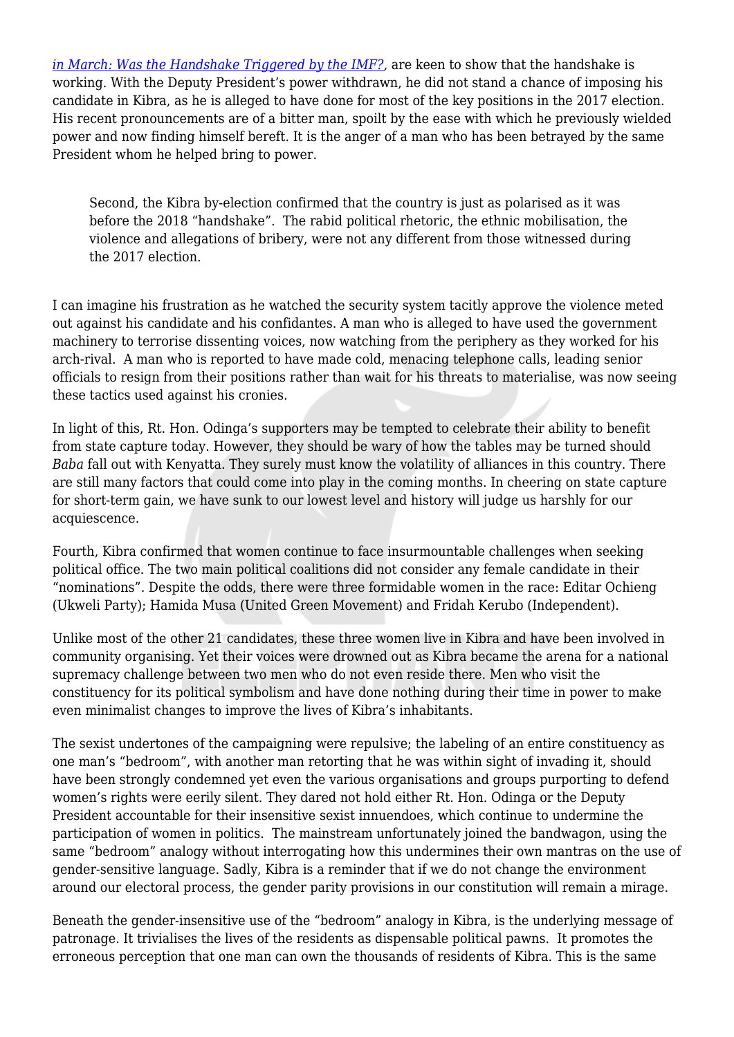[in March: Was the Handshake Triggered by the IMF?](), are keen to show that the handshake is working. With the Deputy President's power withdrawn, he did not stand a chance of imposing his candidate in Kibra, as he is alleged to have done for most of the key positions in the 2017 election. His recent pronouncements are of a bitter man, spoilt by the ease with which he previously wielded power and now finding himself bereft. It is the anger of a man who has been betrayed by the same President whom he helped bring to power.

> Second, the Kibra by-election confirmed that the country is just as polarised as it was before the 2018 "handshake". The rabid political rhetoric, the ethnic mobilisation, the violence and allegations of bribery, were not any different from those witnessed during the 2017 election.

I can imagine his frustration as he watched the security system tacitly approve the violence meted out against his candidate and his confidantes. A man who is alleged to have used the government machinery to terrorise dissenting voices, now watching from the periphery as they worked for his arch-rival. A man who is reported to have made cold, menacing telephone calls, leading senior officials to resign from their positions rather than wait for his threats to materialise, was now seeing these tactics used against his cronies.

In light of this, Rt. Hon. Odinga's supporters may be tempted to celebrate their ability to benefit from state capture today. However, they should be wary of how the tables may be turned should *Baba* fall out with Kenyatta. They surely must know the volatility of alliances in this country. There are still many factors that could come into play in the coming months. In cheering on state capture for short-term gain, we have sunk to our lowest level and history will judge us harshly for our acquiescence.

Fourth, Kibra confirmed that women continue to face insurmountable challenges when seeking political office. The two main political coalitions did not consider any female candidate in their "nominations". Despite the odds, there were three formidable women in the race: Editar Ochieng (Ukweli Party); Hamida Musa (United Green Movement) and Fridah Kerubo (Independent).

Unlike most of the other 21 candidates, these three women live in Kibra and have been involved in community organising. Yet their voices were drowned out as Kibra became the arena for a national supremacy challenge between two men who do not even reside there. Men who visit the constituency for its political symbolism and have done nothing during their time in power to make even minimalist changes to improve the lives of Kibra's inhabitants.

The sexist undertones of the campaigning were repulsive; the labeling of an entire constituency as one man's "bedroom", with another man retorting that he was within sight of invading it, should have been strongly condemned yet even the various organisations and groups purporting to defend women's rights were eerily silent. They dared not hold either Rt. Hon. Odinga or the Deputy President accountable for their insensitive sexist innuendoes, which continue to undermine the participation of women in politics. The mainstream unfortunately joined the bandwagon, using the same "bedroom" analogy without interrogating how this undermines their own mantras on the use of gender-sensitive language. Sadly, Kibra is a reminder that if we do not change the environment around our electoral process, the gender parity provisions in our constitution will remain a mirage.

Beneath the gender-insensitive use of the "bedroom" analogy in Kibra, is the underlying message of patronage. It trivialises the lives of the residents as dispensable political pawns. It promotes the erroneous perception that one man can own the thousands of residents of Kibra. This is the same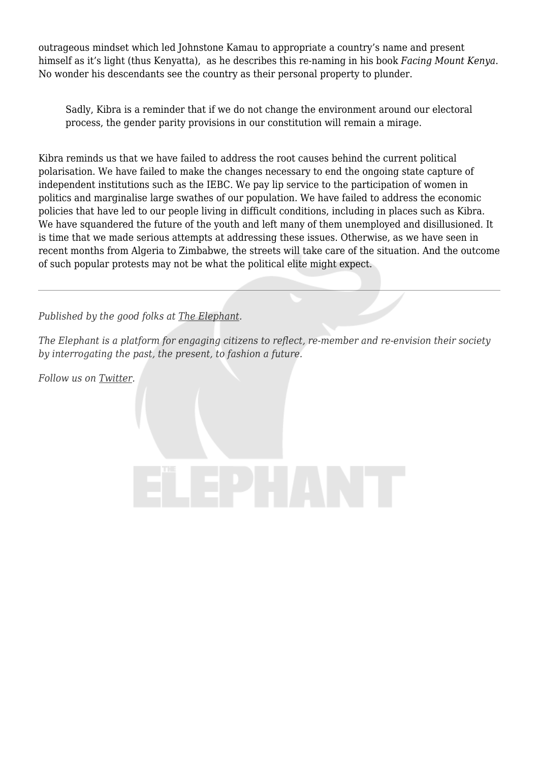outrageous mindset which led Johnstone Kamau to appropriate a country's name and present himself as it's light (thus Kenyatta), as he describes this re-naming in his book *Facing Mount Kenya*. No wonder his descendants see the country as their personal property to plunder.

> Sadly, Kibra is a reminder that if we do not change the environment around our electoral process, the gender parity provisions in our constitution will remain a mirage.

Kibra reminds us that we have failed to address the root causes behind the current political polarisation. We have failed to make the changes necessary to end the ongoing state capture of independent institutions such as the IEBC. We pay lip service to the participation of women in politics and marginalise large swathes of our population. We have failed to address the economic policies that have led to our people living in difficult conditions, including in places such as Kibra. We have squandered the future of the youth and left many of them unemployed and disillusioned. It is time that we made serious attempts at addressing these issues. Otherwise, as we have seen in recent months from Algeria to Zimbabwe, the streets will take care of the situation. And the outcome of such popular protests may not be what the political elite might expect.

---

*Published by the good folks at The Elephant.*

*The Elephant is a platform for engaging citizens to reflect, re-member and re-envision their society by interrogating the past, the present, to fashion a future.*

*Follow us on Twitter.*